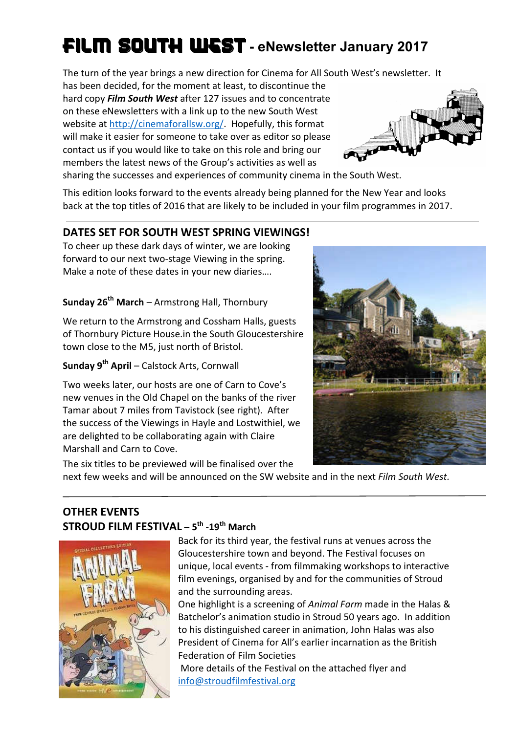# FILM SOUTH WEST - eNewsletter January 2017

The turn of the year brings a new direction for Cinema for All South West's newsletter. It has been decided, for the moment at least, to discontinue the hard copy ***Film South West*** after 127 issues and to concentrate on these eNewsletters with a link up to the new South West website at http://cinemaforallsw.org/. Hopefully, this format will make it easier for someone to take over as editor so please contact us if you would like to take on this role and bring our members the latest news of the Group's activities as well as sharing the successes and experiences of community cinema in the South West.

This edition looks forward to the events already being planned for the New Year and looks back at the top titles of 2016 that are likely to be included in your film programmes in 2017.

## DATES SET FOR SOUTH WEST SPRING VIEWINGS!

To cheer up these dark days of winter, we are looking forward to our next two-stage Viewing in the spring. Make a note of these dates in your new diaries….

**Sunday 26th March** – Armstrong Hall, Thornbury

We return to the Armstrong and Cossham Halls, guests of Thornbury Picture House.in the South Gloucestershire town close to the M5, just north of Bristol.

**Sunday 9th April** – Calstock Arts, Cornwall

Two weeks later, our hosts are one of Carn to Cove's new venues in the Old Chapel on the banks of the river Tamar about 7 miles from Tavistock (see right). After the success of the Viewings in Hayle and Lostwithiel, we are delighted to be collaborating again with Claire Marshall and Carn to Cove.

The six titles to be previewed will be finalised over the next few weeks and will be announced on the SW website and in the next *Film South West.*

## OTHER EVENTS

### STROUD FILM FESTIVAL – 5th -19th March

Back for its third year, the festival runs at venues across the Gloucestershire town and beyond. The Festival focuses on unique, local events - from filmmaking workshops to interactive film evenings, organised by and for the communities of Stroud and the surrounding areas.

One highlight is a screening of *Animal Farm* made in the Halas & Batchelor's animation studio in Stroud 50 years ago. In addition to his distinguished career in animation, John Halas was also President of Cinema for All's earlier incarnation as the British Federation of Film Societies

More details of the Festival on the attached flyer and info@stroudfilmfestival.org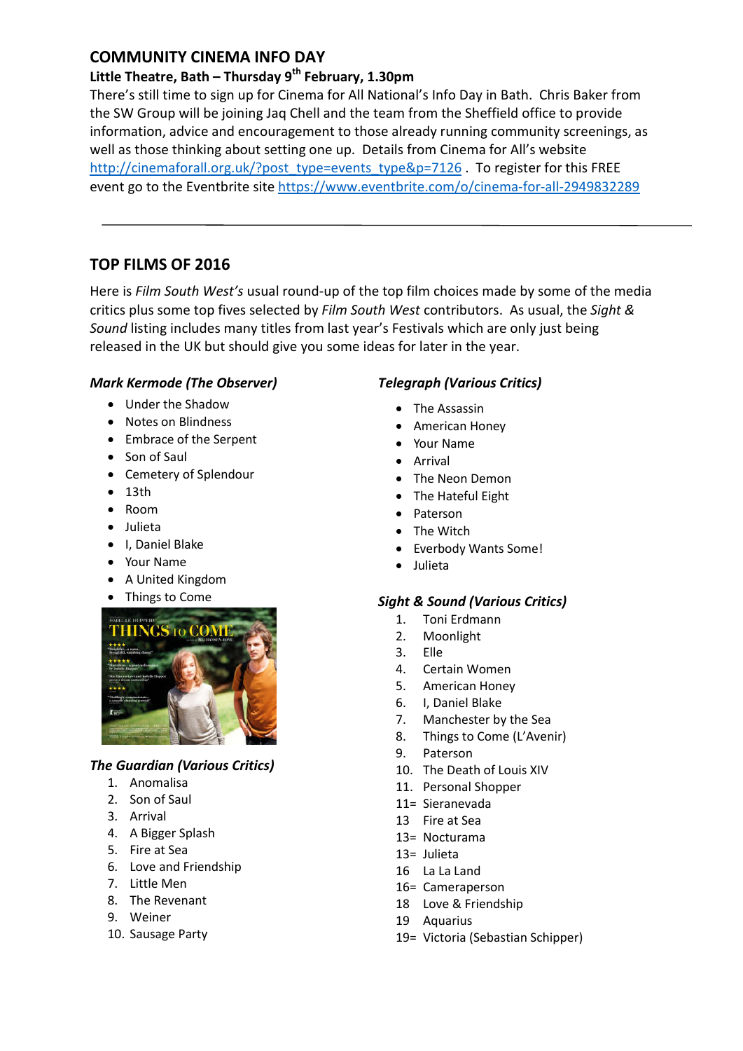## COMMUNITY CINEMA INFO DAY

**Little Theatre, Bath – Thursday 9th February, 1.30pm**

There's still time to sign up for Cinema for All National's Info Day in Bath. Chris Baker from the SW Group will be joining Jaq Chell and the team from the Sheffield office to provide information, advice and encouragement to those already running community screenings, as well as those thinking about setting one up. Details from Cinema for All's website http://cinemaforall.org.uk/?post_type=events_type&p=7126 . To register for this FREE event go to the Eventbrite site https://www.eventbrite.com/o/cinema-for-all-2949832289

---

## TOP FILMS OF 2016

Here is *Film South West's* usual round-up of the top film choices made by some of the media critics plus some top fives selected by *Film South West* contributors. As usual, the *Sight & Sound* listing includes many titles from last year's Festivals which are only just being released in the UK but should give you some ideas for later in the year.

### *Mark Kermode (The Observer)*

- Under the Shadow
- Notes on Blindness
- Embrace of the Serpent
- Son of Saul
- Cemetery of Splendour
- 13th
- Room
- Julieta
- I, Daniel Blake
- Your Name
- A United Kingdom
- Things to Come

### *The Guardian (Various Critics)*

1. Anomalisa
2. Son of Saul
3. Arrival
4. A Bigger Splash
5. Fire at Sea
6. Love and Friendship
7. Little Men
8. The Revenant
9. Weiner
10. Sausage Party

### *Telegraph (Various Critics)*

- The Assassin
- American Honey
- Your Name
- Arrival
- The Neon Demon
- The Hateful Eight
- Paterson
- The Witch
- Everbody Wants Some!
- Julieta

### *Sight & Sound (Various Critics)*

1. Toni Erdmann
2. Moonlight
3. Elle
4. Certain Women
5. American Honey
6. I, Daniel Blake
7. Manchester by the Sea
8. Things to Come (L'Avenir)
9. Paterson
10. The Death of Louis XIV
11. Personal Shopper

11= Sieranevada
13 Fire at Sea
13= Nocturama
13= Julieta
16 La La Land
16= Cameraperson
18 Love & Friendship
19 Aquarius
19= Victoria (Sebastian Schipper)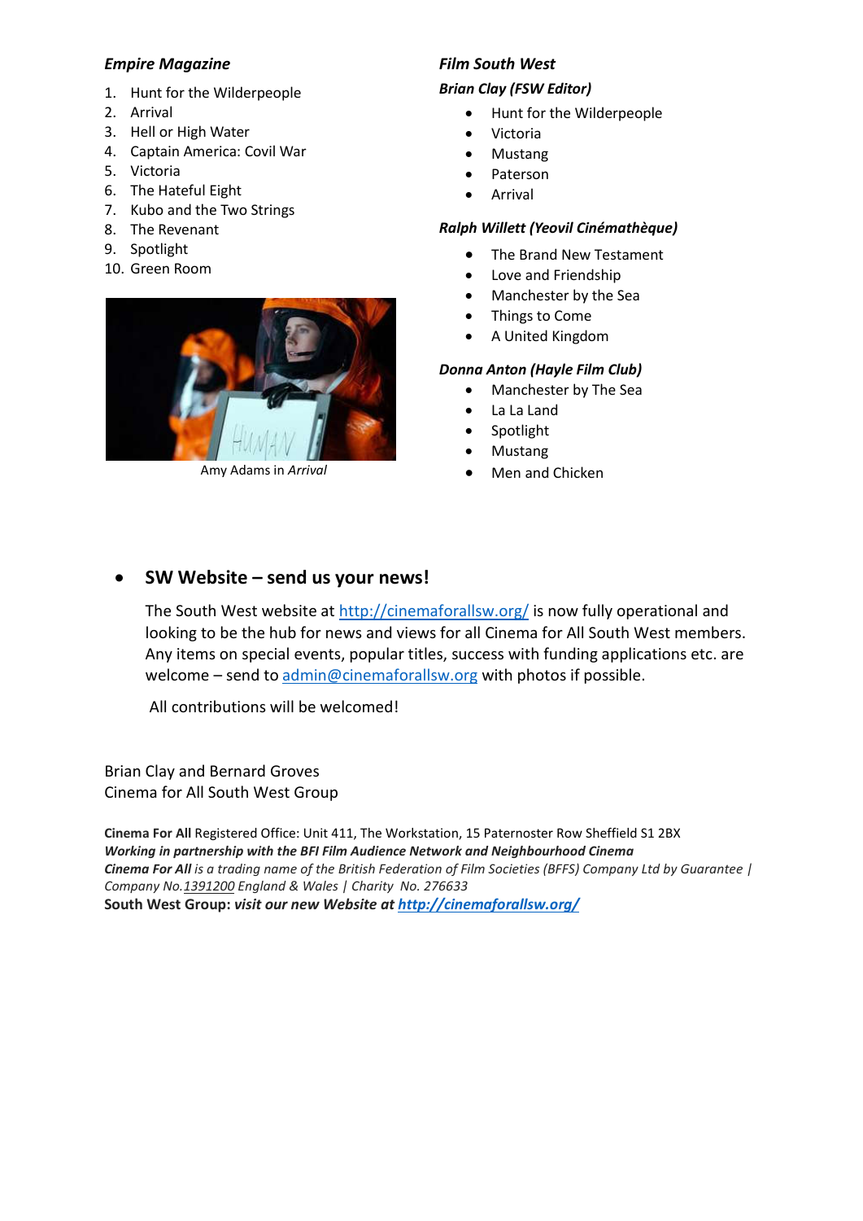***Empire Magazine***

1. Hunt for the Wilderpeople
2. Arrival
3. Hell or High Water
4. Captain America: Covil War
5. Victoria
6. The Hateful Eight
7. Kubo and the Two Strings
8. The Revenant
9. Spotlight
10. Green Room

Amy Adams in *Arrival*

***Film South West***

***Brian Clay (FSW Editor)***

- Hunt for the Wilderpeople
- Victoria
- Mustang
- Paterson
- Arrival

***Ralph Willett (Yeovil Cinémathèque)***

- The Brand New Testament
- Love and Friendship
- Manchester by the Sea
- Things to Come
- A United Kingdom

***Donna Anton (Hayle Film Club)***

- Manchester by The Sea
- La La Land
- Spotlight
- Mustang
- Men and Chicken

- **SW Website – send us your news!**

  The South West website at http://cinemaforallsw.org/ is now fully operational and looking to be the hub for news and views for all Cinema for All South West members. Any items on special events, popular titles, success with funding applications etc. are welcome – send to admin@cinemaforallsw.org with photos if possible.

  All contributions will be welcomed!

Brian Clay and Bernard Groves
Cinema for All South West Group

**Cinema For All** Registered Office: Unit 411, The Workstation, 15 Paternoster Row Sheffield S1 2BX
***Working in partnership with the BFI Film Audience Network and Neighbourhood Cinema***
***Cinema For All*** *is a trading name of the British Federation of Film Societies (BFFS) Company Ltd by Guarantee | Company No.1391200 England & Wales | Charity No. 276633*
**South West Group:** ***visit our new Website at http://cinemaforallsw.org/***